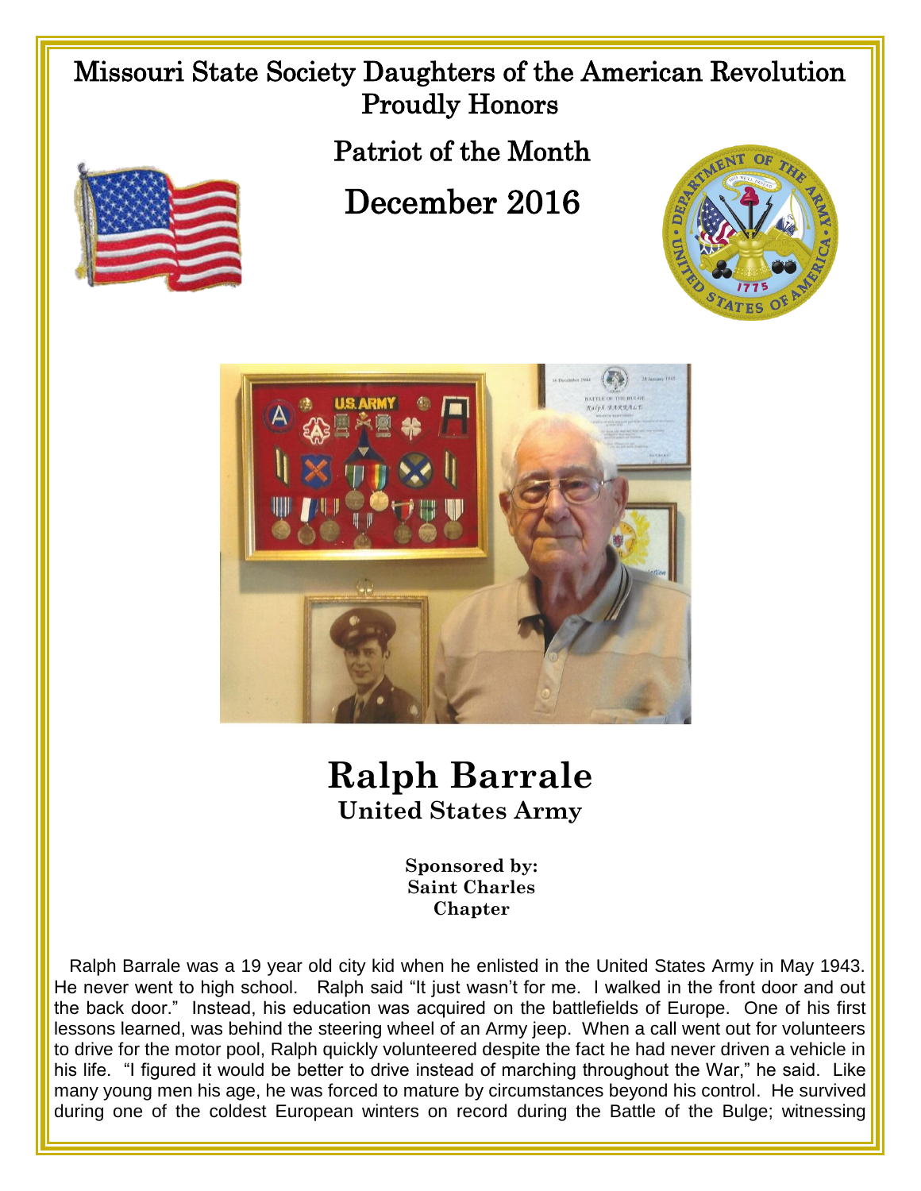# Missouri State Society Daughters of the American Revolution Proudly Honors

## Patriot of the Month

## December 2016

# Ralph Barrale

### United States Army

**Sponsored by:**
**Saint Charles Chapter**

Ralph Barrale was a 19 year old city kid when he enlisted in the United States Army in May 1943. He never went to high school. Ralph said "It just wasn't for me. I walked in the front door and out the back door." Instead, his education was acquired on the battlefields of Europe. One of his first lessons learned, was behind the steering wheel of an Army jeep. When a call went out for volunteers to drive for the motor pool, Ralph quickly volunteered despite the fact he had never driven a vehicle in his life. "I figured it would be better to drive instead of marching throughout the War," he said. Like many young men his age, he was forced to mature by circumstances beyond his control. He survived during one of the coldest European winters on record during the Battle of the Bulge; witnessing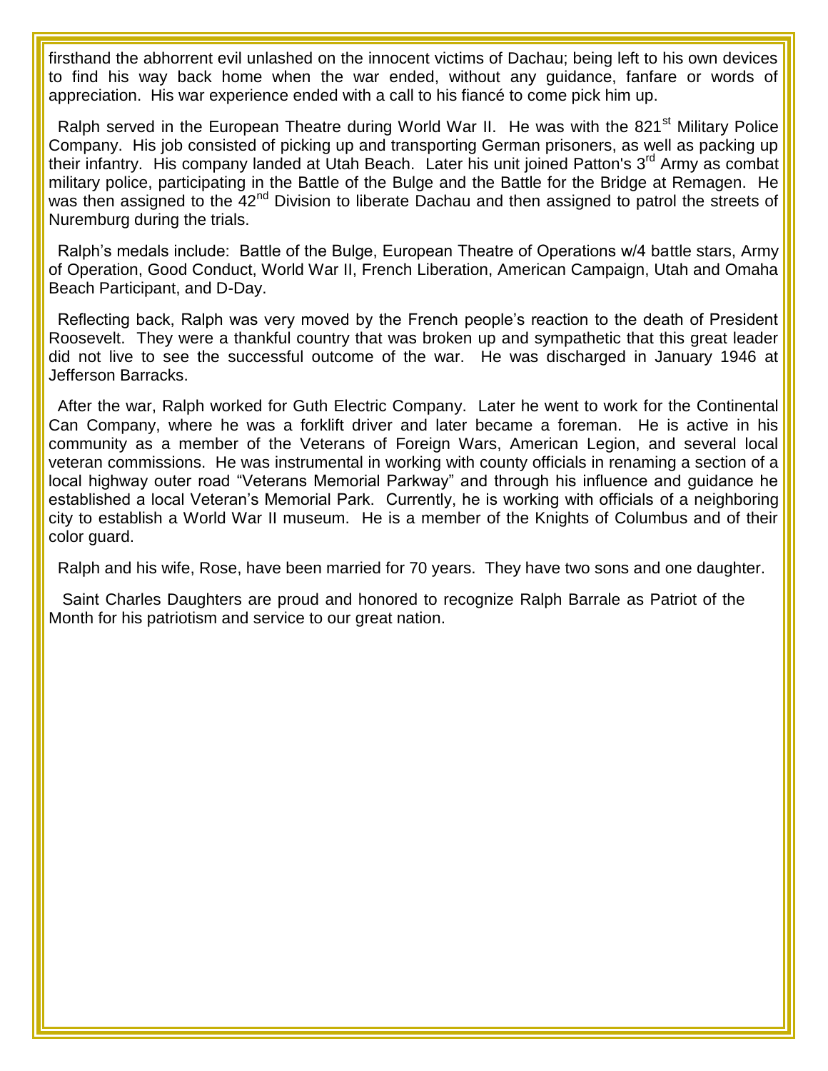firsthand the abhorrent evil unlashed on the innocent victims of Dachau; being left to his own devices to find his way back home when the war ended, without any guidance, fanfare or words of appreciation. His war experience ended with a call to his fiancé to come pick him up.

Ralph served in the European Theatre during World War II. He was with the 821st Military Police Company. His job consisted of picking up and transporting German prisoners, as well as packing up their infantry. His company landed at Utah Beach. Later his unit joined Patton's 3rd Army as combat military police, participating in the Battle of the Bulge and the Battle for the Bridge at Remagen. He was then assigned to the 42nd Division to liberate Dachau and then assigned to patrol the streets of Nuremburg during the trials.

Ralph's medals include: Battle of the Bulge, European Theatre of Operations w/4 battle stars, Army of Operation, Good Conduct, World War II, French Liberation, American Campaign, Utah and Omaha Beach Participant, and D-Day.

Reflecting back, Ralph was very moved by the French people's reaction to the death of President Roosevelt. They were a thankful country that was broken up and sympathetic that this great leader did not live to see the successful outcome of the war. He was discharged in January 1946 at Jefferson Barracks.

After the war, Ralph worked for Guth Electric Company. Later he went to work for the Continental Can Company, where he was a forklift driver and later became a foreman. He is active in his community as a member of the Veterans of Foreign Wars, American Legion, and several local veteran commissions. He was instrumental in working with county officials in renaming a section of a local highway outer road "Veterans Memorial Parkway" and through his influence and guidance he established a local Veteran's Memorial Park. Currently, he is working with officials of a neighboring city to establish a World War II museum. He is a member of the Knights of Columbus and of their color guard.

Ralph and his wife, Rose, have been married for 70 years. They have two sons and one daughter.

Saint Charles Daughters are proud and honored to recognize Ralph Barrale as Patriot of the Month for his patriotism and service to our great nation.